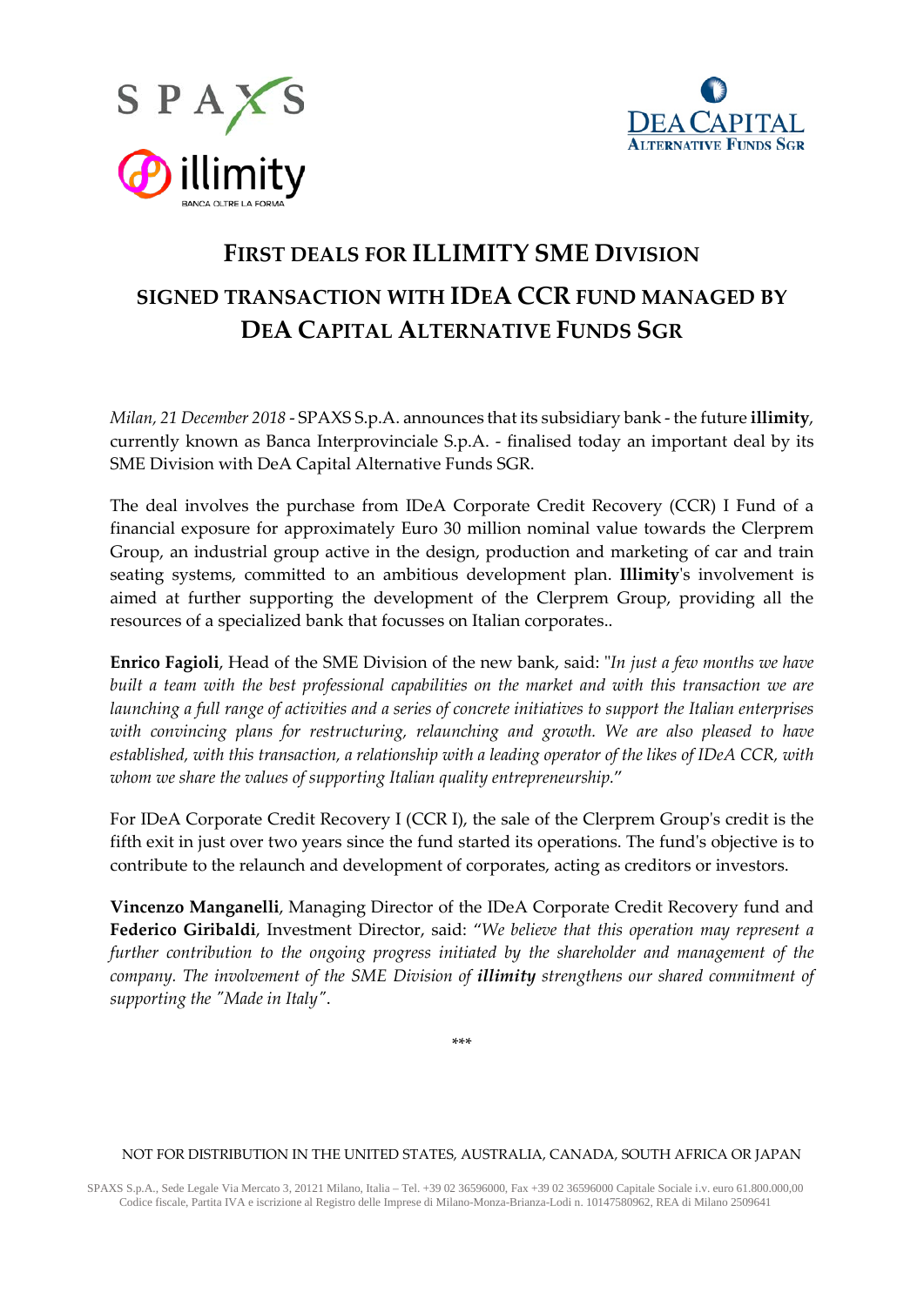# FIRST DEALS FOR ILLIMITY SME DIVISION

## SIGNED TRANSACTION WITH IDEA CCR FUND MANAGED BY DEA CAPITAL ALTERNATIVE FUNDS SGR

*Milan, 21 December 2018* - SPAXS S.p.A. announces that its subsidiary bank - the future **illimity**, currently known as Banca Interprovinciale S.p.A. - finalised today an important deal by its SME Division with DeA Capital Alternative Funds SGR.

The deal involves the purchase from IDeA Corporate Credit Recovery (CCR) I Fund of a financial exposure for approximately Euro 30 million nominal value towards the Clerprem Group, an industrial group active in the design, production and marketing of car and train seating systems, committed to an ambitious development plan. **Illimity**'s involvement is aimed at further supporting the development of the Clerprem Group, providing all the resources of a specialized bank that focusses on Italian corporates..

**Enrico Fagioli**, Head of the SME Division of the new bank, said: "*In just a few months we have built a team with the best professional capabilities on the market and with this transaction we are launching a full range of activities and a series of concrete initiatives to support the Italian enterprises with convincing plans for restructuring, relaunching and growth. We are also pleased to have established, with this transaction, a relationship with a leading operator of the likes of IDeA CCR, with whom we share the values of supporting Italian quality entrepreneurship.*"

For IDeA Corporate Credit Recovery I (CCR I), the sale of the Clerprem Group's credit is the fifth exit in just over two years since the fund started its operations. The fund's objective is to contribute to the relaunch and development of corporates, acting as creditors or investors.

**Vincenzo Manganelli**, Managing Director of the IDeA Corporate Credit Recovery fund and **Federico Giribaldi**, Investment Director, said: "*We believe that this operation may represent a further contribution to the ongoing progress initiated by the shareholder and management of the company. The involvement of the SME Division of **illimity** strengthens our shared commitment of supporting the "Made in Italy"*".

\*\*\*

NOT FOR DISTRIBUTION IN THE UNITED STATES, AUSTRALIA, CANADA, SOUTH AFRICA OR JAPAN

SPAXS S.p.A., Sede Legale Via Mercato 3, 20121 Milano, Italia – Tel. +39 02 36596000, Fax +39 02 36596000 Capitale Sociale i.v. euro 61.800.000,00 Codice fiscale, Partita IVA e iscrizione al Registro delle Imprese di Milano-Monza-Brianza-Lodi n. 10147580962, REA di Milano 2509641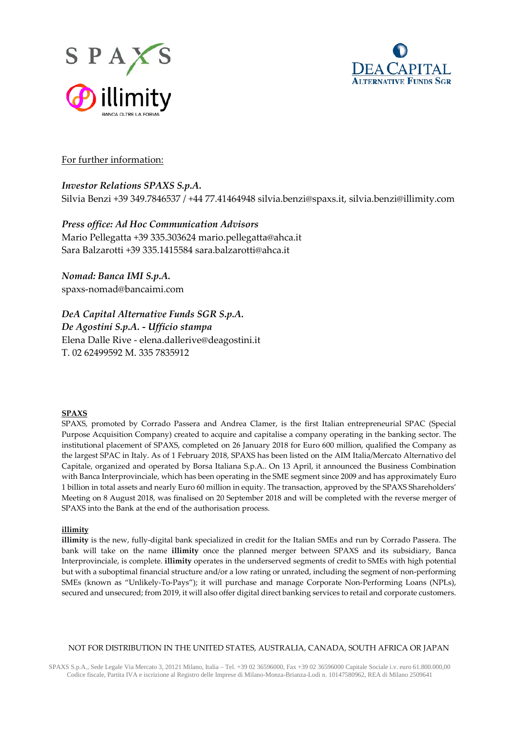For further information:

***Investor Relations SPAXS S.p.A.***
Silvia Benzi +39 349.7846537 / +44 77.41464948 silvia.benzi@spaxs.it, silvia.benzi@illimity.com

***Press office: Ad Hoc Communication Advisors***
Mario Pellegatta +39 335.303624 mario.pellegatta@ahca.it
Sara Balzarotti +39 335.1415584 sara.balzarotti@ahca.it

***Nomad: Banca IMI S.p.A.***
spaxs-nomad@bancaimi.com

***DeA Capital Alternative Funds SGR S.p.A.***
***De Agostini S.p.A. - Ufficio stampa***
Elena Dalle Rive - elena.dallerive@deagostini.it
T. 02 62499592 M. 335 7835912

**SPAXS**

SPAXS, promoted by Corrado Passera and Andrea Clamer, is the first Italian entrepreneurial SPAC (Special Purpose Acquisition Company) created to acquire and capitalise a company operating in the banking sector. The institutional placement of SPAXS, completed on 26 January 2018 for Euro 600 million, qualified the Company as the largest SPAC in Italy. As of 1 February 2018, SPAXS has been listed on the AIM Italia/Mercato Alternativo del Capitale, organized and operated by Borsa Italiana S.p.A.. On 13 April, it announced the Business Combination with Banca Interprovinciale, which has been operating in the SME segment since 2009 and has approximately Euro 1 billion in total assets and nearly Euro 60 million in equity. The transaction, approved by the SPAXS Shareholders' Meeting on 8 August 2018, was finalised on 20 September 2018 and will be completed with the reverse merger of SPAXS into the Bank at the end of the authorisation process.

**illimity**

**illimity** is the new, fully-digital bank specialized in credit for the Italian SMEs and run by Corrado Passera. The bank will take on the name **illimity** once the planned merger between SPAXS and its subsidiary, Banca Interprovinciale, is complete. **illimity** operates in the underserved segments of credit to SMEs with high potential but with a suboptimal financial structure and/or a low rating or unrated, including the segment of non-performing SMEs (known as "Unlikely-To-Pays"); it will purchase and manage Corporate Non-Performing Loans (NPLs), secured and unsecured; from 2019, it will also offer digital direct banking services to retail and corporate customers.

NOT FOR DISTRIBUTION IN THE UNITED STATES, AUSTRALIA, CANADA, SOUTH AFRICA OR JAPAN

SPAXS S.p.A., Sede Legale Via Mercato 3, 20121 Milano, Italia – Tel. +39 02 36596000, Fax +39 02 36596000 Capitale Sociale i.v. euro 61.800.000,00
Codice fiscale, Partita IVA e iscrizione al Registro delle Imprese di Milano-Monza-Brianza-Lodi n. 10147580962, REA di Milano 2509641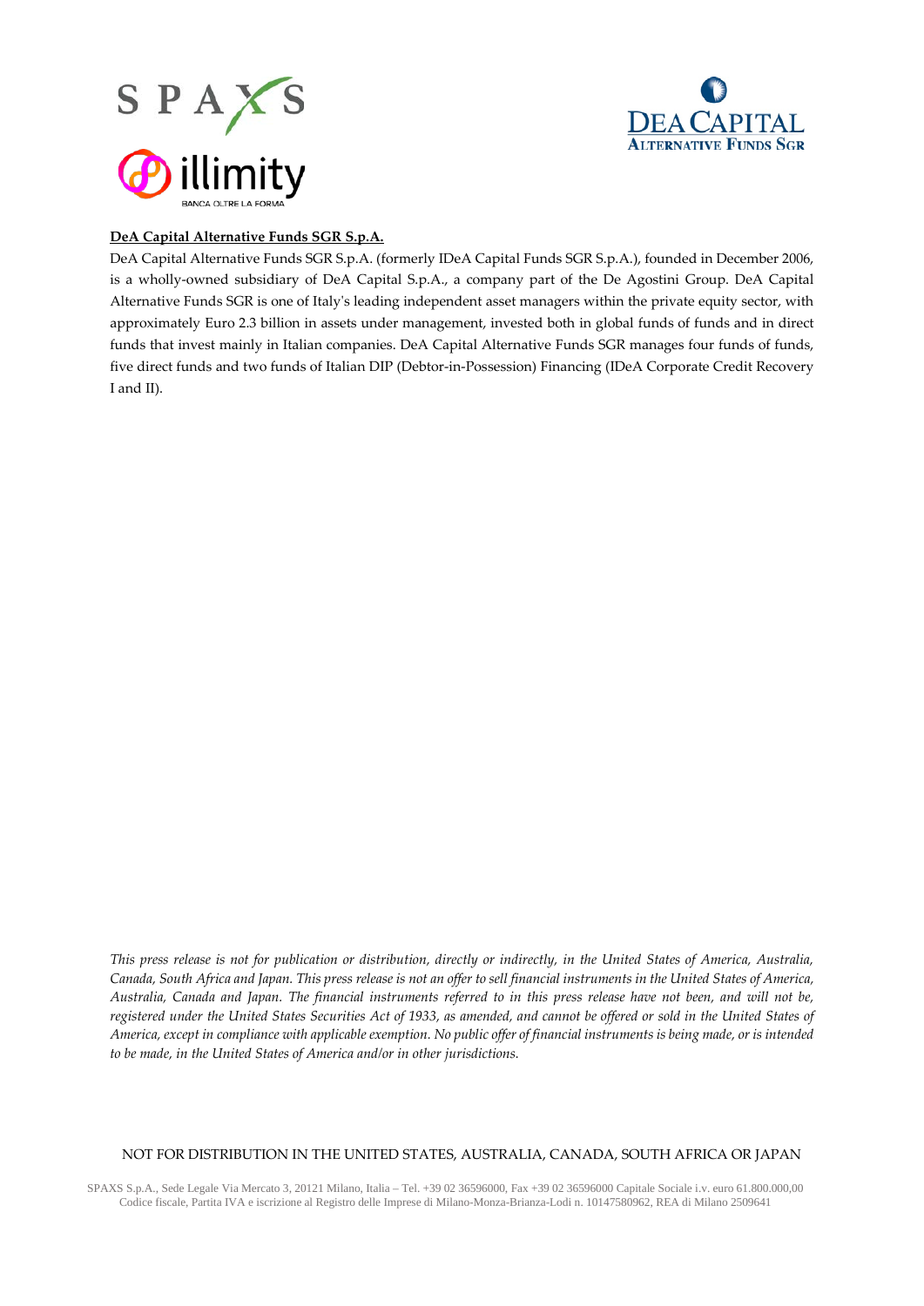**DeA Capital Alternative Funds SGR S.p.A.**

DeA Capital Alternative Funds SGR S.p.A. (formerly IDeA Capital Funds SGR S.p.A.), founded in December 2006, is a wholly-owned subsidiary of DeA Capital S.p.A., a company part of the De Agostini Group. DeA Capital Alternative Funds SGR is one of Italy's leading independent asset managers within the private equity sector, with approximately Euro 2.3 billion in assets under management, invested both in global funds of funds and in direct funds that invest mainly in Italian companies. DeA Capital Alternative Funds SGR manages four funds of funds, five direct funds and two funds of Italian DIP (Debtor-in-Possession) Financing (IDeA Corporate Credit Recovery I and II).

*This press release is not for publication or distribution, directly or indirectly, in the United States of America, Australia, Canada, South Africa and Japan. This press release is not an offer to sell financial instruments in the United States of America, Australia, Canada and Japan. The financial instruments referred to in this press release have not been, and will not be, registered under the United States Securities Act of 1933, as amended, and cannot be offered or sold in the United States of America, except in compliance with applicable exemption. No public offer of financial instruments is being made, or is intended to be made, in the United States of America and/or in other jurisdictions.*

NOT FOR DISTRIBUTION IN THE UNITED STATES, AUSTRALIA, CANADA, SOUTH AFRICA OR JAPAN

SPAXS S.p.A., Sede Legale Via Mercato 3, 20121 Milano, Italia – Tel. +39 02 36596000, Fax +39 02 36596000 Capitale Sociale i.v. euro 61.800.000,00
Codice fiscale, Partita IVA e iscrizione al Registro delle Imprese di Milano-Monza-Brianza-Lodi n. 10147580962, REA di Milano 2509641